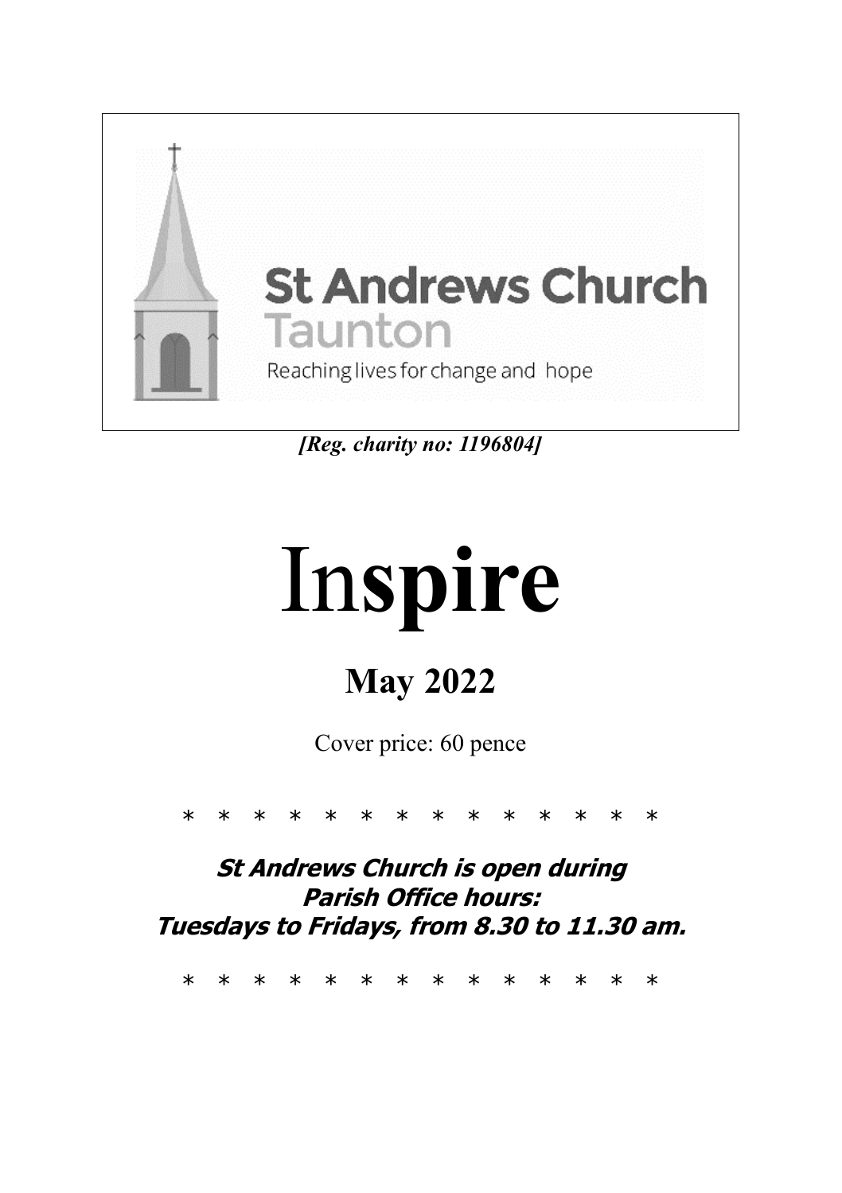St Andrews Church
Taunton
Reaching lives for change and hope

*[Reg. charity no: 1196804]*

# Inspire

## May 2022

Cover price: 60 pence

\* \* \* \* \* \* \* \* \* \* \* \* \* \*

***St Andrews Church is open during Parish Office hours: Tuesdays to Fridays, from 8.30 to 11.30 am.***

\* \* \* \* \* \* \* \* \* \* \* \* \* \*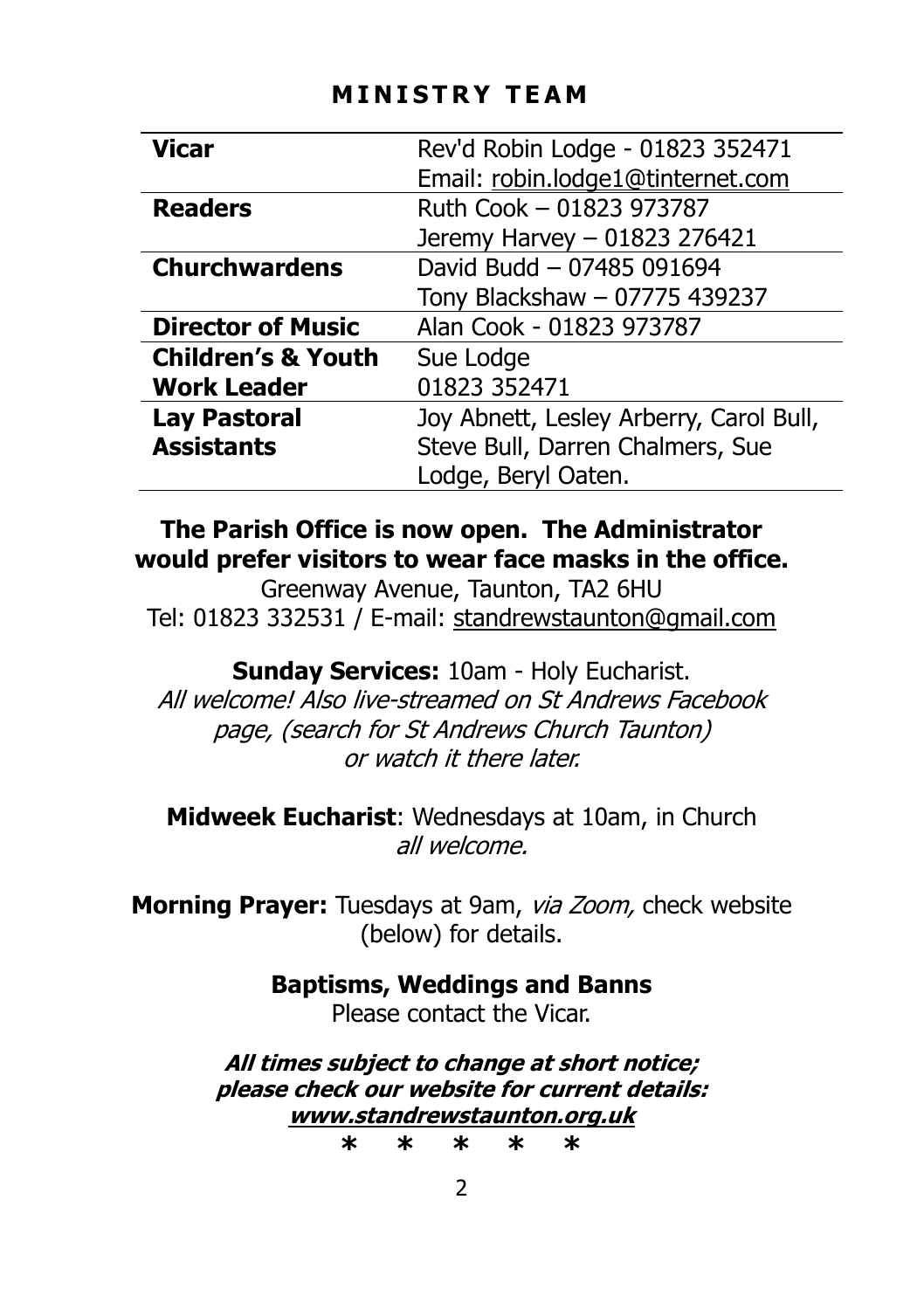## MINISTRY TEAM

| | |
|---|---|
| **Vicar** | Rev'd Robin Lodge - 01823 352471<br>Email: robin.lodge1@tinternet.com |
| **Readers** | Ruth Cook – 01823 973787<br>Jeremy Harvey – 01823 276421 |
| **Churchwardens** | David Budd – 07485 091694<br>Tony Blackshaw – 07775 439237 |
| **Director of Music** | Alan Cook - 01823 973787 |
| **Children's & Youth Work Leader** | Sue Lodge<br>01823 352471 |
| **Lay Pastoral Assistants** | Joy Abnett, Lesley Arberry, Carol Bull, Steve Bull, Darren Chalmers, Sue Lodge, Beryl Oaten. |

**The Parish Office is now open. The Administrator would prefer visitors to wear face masks in the office.**

Greenway Avenue, Taunton, TA2 6HU
Tel: 01823 332531 / E-mail: standrewstaunton@gmail.com

**Sunday Services:** 10am - Holy Eucharist.
*All welcome! Also live-streamed on St Andrews Facebook page, (search for St Andrews Church Taunton) or watch it there later.*

**Midweek Eucharist**: Wednesdays at 10am, in Church
*all welcome.*

**Morning Prayer:** Tuesdays at 9am, *via Zoom,* check website (below) for details.

**Baptisms, Weddings and Banns**
Please contact the Vicar.

***All times subject to change at short notice; please check our website for current details: www.standrewstaunton.org.uk***

\* \* \* \* \*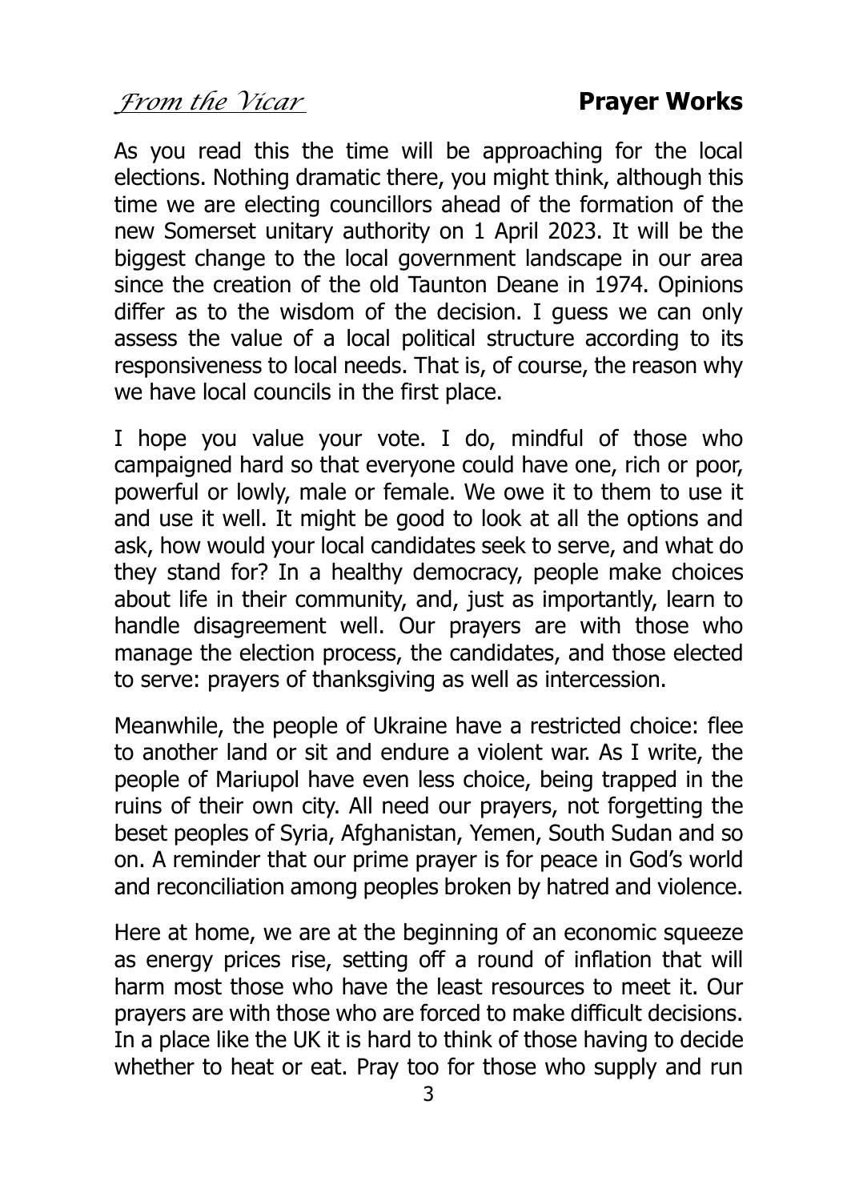*From the Vicar* **Prayer Works**

As you read this the time will be approaching for the local elections. Nothing dramatic there, you might think, although this time we are electing councillors ahead of the formation of the new Somerset unitary authority on 1 April 2023. It will be the biggest change to the local government landscape in our area since the creation of the old Taunton Deane in 1974. Opinions differ as to the wisdom of the decision. I guess we can only assess the value of a local political structure according to its responsiveness to local needs. That is, of course, the reason why we have local councils in the first place.

I hope you value your vote. I do, mindful of those who campaigned hard so that everyone could have one, rich or poor, powerful or lowly, male or female. We owe it to them to use it and use it well. It might be good to look at all the options and ask, how would your local candidates seek to serve, and what do they stand for? In a healthy democracy, people make choices about life in their community, and, just as importantly, learn to handle disagreement well. Our prayers are with those who manage the election process, the candidates, and those elected to serve: prayers of thanksgiving as well as intercession.

Meanwhile, the people of Ukraine have a restricted choice: flee to another land or sit and endure a violent war. As I write, the people of Mariupol have even less choice, being trapped in the ruins of their own city. All need our prayers, not forgetting the beset peoples of Syria, Afghanistan, Yemen, South Sudan and so on. A reminder that our prime prayer is for peace in God's world and reconciliation among peoples broken by hatred and violence.

Here at home, we are at the beginning of an economic squeeze as energy prices rise, setting off a round of inflation that will harm most those who have the least resources to meet it. Our prayers are with those who are forced to make difficult decisions. In a place like the UK it is hard to think of those having to decide whether to heat or eat. Pray too for those who supply and run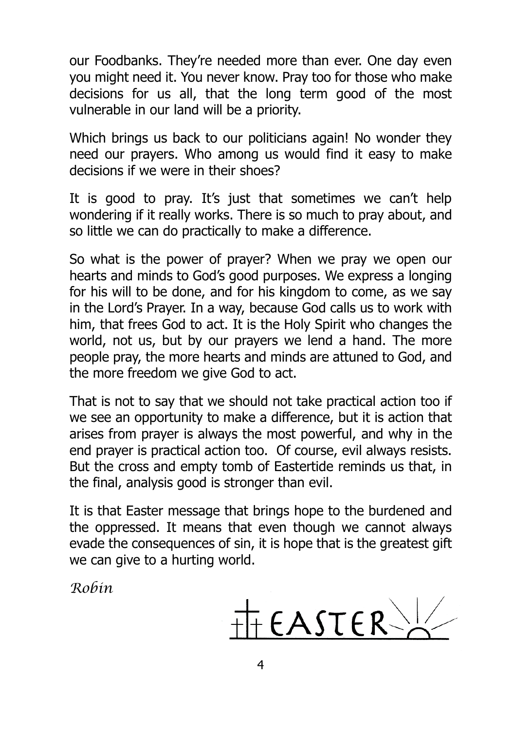our Foodbanks. They're needed more than ever. One day even you might need it. You never know. Pray too for those who make decisions for us all, that the long term good of the most vulnerable in our land will be a priority.

Which brings us back to our politicians again! No wonder they need our prayers. Who among us would find it easy to make decisions if we were in their shoes?

It is good to pray. It's just that sometimes we can't help wondering if it really works. There is so much to pray about, and so little we can do practically to make a difference.

So what is the power of prayer? When we pray we open our hearts and minds to God's good purposes. We express a longing for his will to be done, and for his kingdom to come, as we say in the Lord's Prayer. In a way, because God calls us to work with him, that frees God to act. It is the Holy Spirit who changes the world, not us, but by our prayers we lend a hand. The more people pray, the more hearts and minds are attuned to God, and the more freedom we give God to act.

That is not to say that we should not take practical action too if we see an opportunity to make a difference, but it is action that arises from prayer is always the most powerful, and why in the end prayer is practical action too. Of course, evil always resists. But the cross and empty tomb of Eastertide reminds us that, in the final, analysis good is stronger than evil.

It is that Easter message that brings hope to the burdened and the oppressed. It means that even though we cannot always evade the consequences of sin, it is hope that is the greatest gift we can give to a hurting world.

*Robin*

EASTER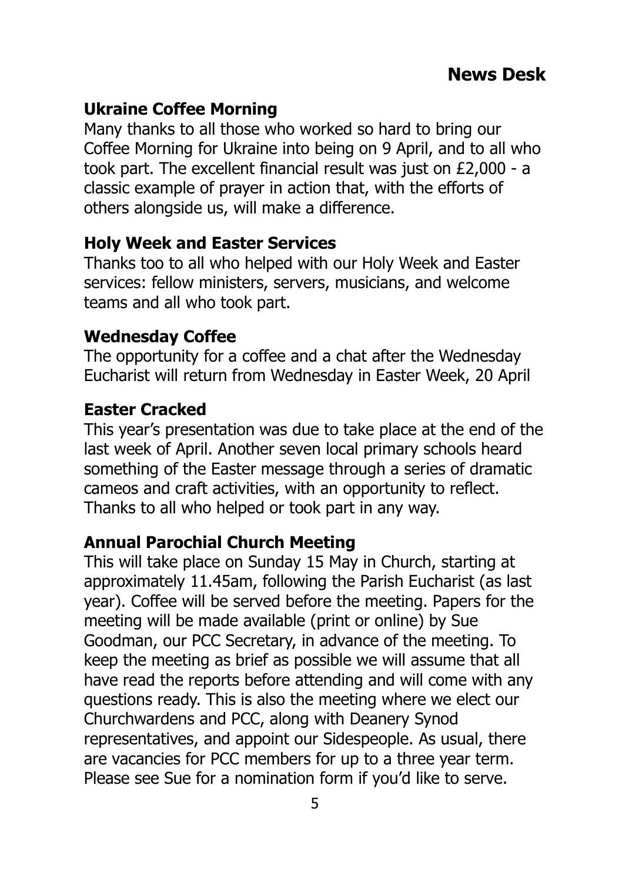## News Desk

### Ukraine Coffee Morning

Many thanks to all those who worked so hard to bring our Coffee Morning for Ukraine into being on 9 April, and to all who took part. The excellent financial result was just on £2,000 - a classic example of prayer in action that, with the efforts of others alongside us, will make a difference.

### Holy Week and Easter Services

Thanks too to all who helped with our Holy Week and Easter services: fellow ministers, servers, musicians, and welcome teams and all who took part.

### Wednesday Coffee

The opportunity for a coffee and a chat after the Wednesday Eucharist will return from Wednesday in Easter Week, 20 April

### Easter Cracked

This year's presentation was due to take place at the end of the last week of April. Another seven local primary schools heard something of the Easter message through a series of dramatic cameos and craft activities, with an opportunity to reflect. Thanks to all who helped or took part in any way.

### Annual Parochial Church Meeting

This will take place on Sunday 15 May in Church, starting at approximately 11.45am, following the Parish Eucharist (as last year). Coffee will be served before the meeting. Papers for the meeting will be made available (print or online) by Sue Goodman, our PCC Secretary, in advance of the meeting. To keep the meeting as brief as possible we will assume that all have read the reports before attending and will come with any questions ready. This is also the meeting where we elect our Churchwardens and PCC, along with Deanery Synod representatives, and appoint our Sidespeople. As usual, there are vacancies for PCC members for up to a three year term. Please see Sue for a nomination form if you'd like to serve.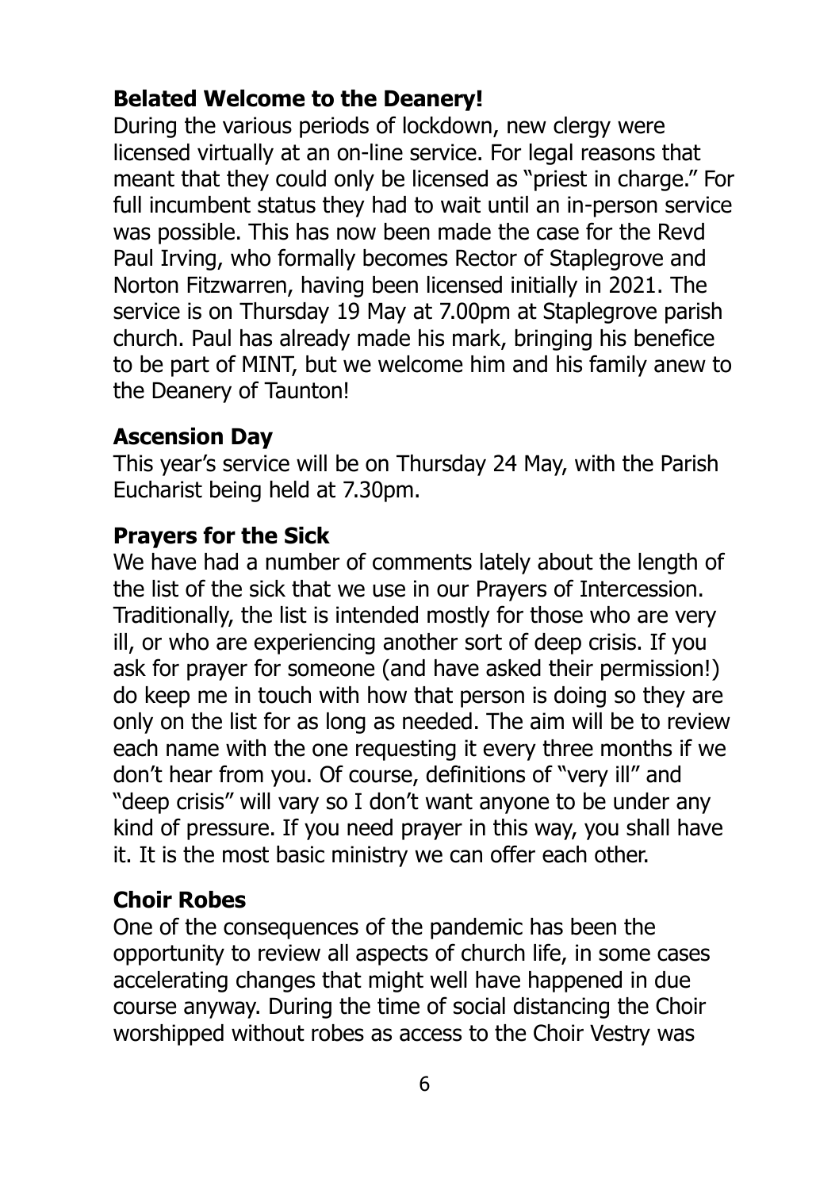## Belated Welcome to the Deanery!

During the various periods of lockdown, new clergy were licensed virtually at an on-line service. For legal reasons that meant that they could only be licensed as "priest in charge." For full incumbent status they had to wait until an in-person service was possible. This has now been made the case for the Revd Paul Irving, who formally becomes Rector of Staplegrove and Norton Fitzwarren, having been licensed initially in 2021. The service is on Thursday 19 May at 7.00pm at Staplegrove parish church. Paul has already made his mark, bringing his benefice to be part of MINT, but we welcome him and his family anew to the Deanery of Taunton!

## Ascension Day

This year's service will be on Thursday 24 May, with the Parish Eucharist being held at 7.30pm.

## Prayers for the Sick

We have had a number of comments lately about the length of the list of the sick that we use in our Prayers of Intercession. Traditionally, the list is intended mostly for those who are very ill, or who are experiencing another sort of deep crisis. If you ask for prayer for someone (and have asked their permission!) do keep me in touch with how that person is doing so they are only on the list for as long as needed. The aim will be to review each name with the one requesting it every three months if we don't hear from you. Of course, definitions of "very ill" and "deep crisis" will vary so I don't want anyone to be under any kind of pressure. If you need prayer in this way, you shall have it. It is the most basic ministry we can offer each other.

## Choir Robes

One of the consequences of the pandemic has been the opportunity to review all aspects of church life, in some cases accelerating changes that might well have happened in due course anyway. During the time of social distancing the Choir worshipped without robes as access to the Choir Vestry was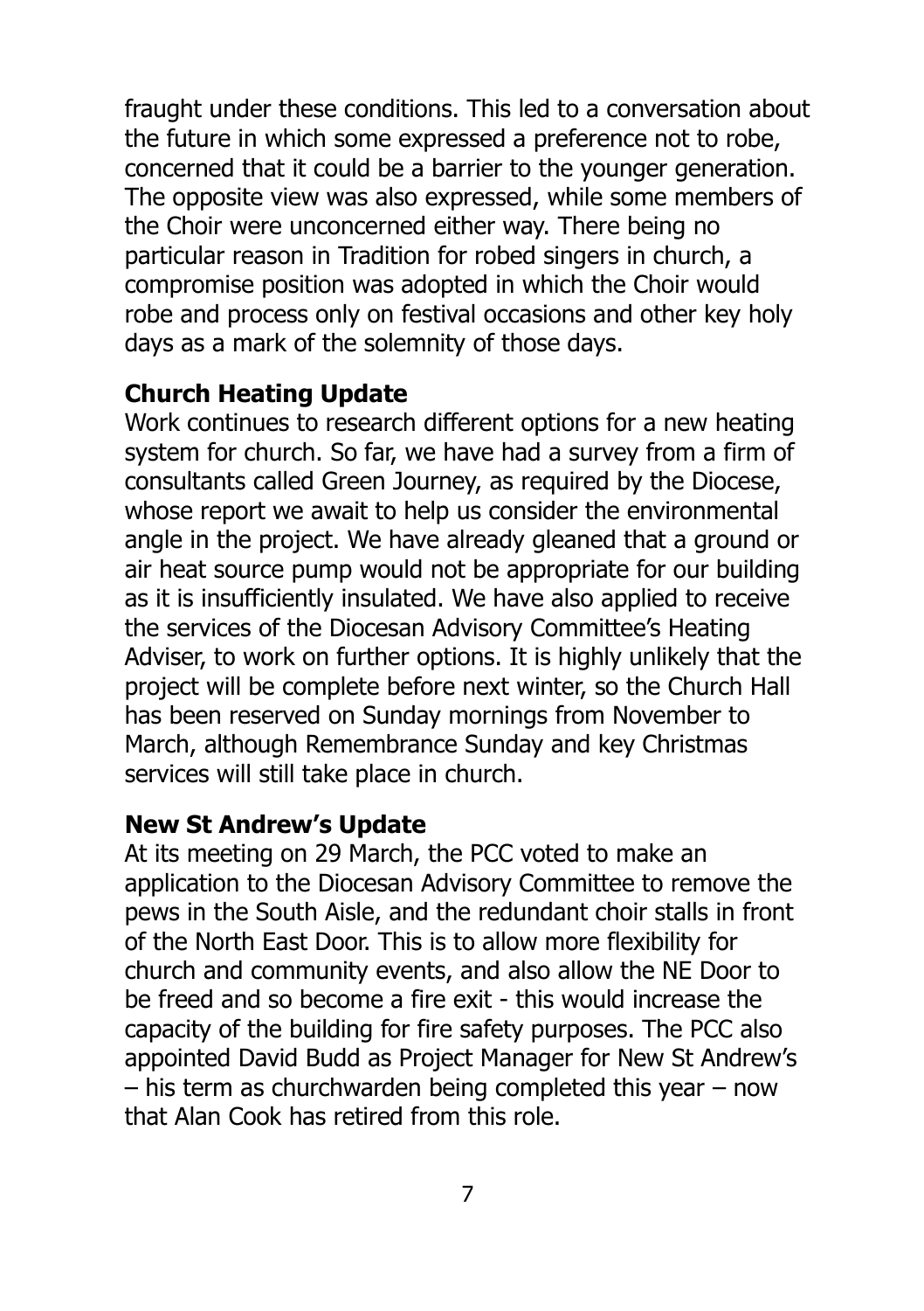fraught under these conditions. This led to a conversation about the future in which some expressed a preference not to robe, concerned that it could be a barrier to the younger generation. The opposite view was also expressed, while some members of the Choir were unconcerned either way. There being no particular reason in Tradition for robed singers in church, a compromise position was adopted in which the Choir would robe and process only on festival occasions and other key holy days as a mark of the solemnity of those days.

**Church Heating Update**

Work continues to research different options for a new heating system for church. So far, we have had a survey from a firm of consultants called Green Journey, as required by the Diocese, whose report we await to help us consider the environmental angle in the project. We have already gleaned that a ground or air heat source pump would not be appropriate for our building as it is insufficiently insulated. We have also applied to receive the services of the Diocesan Advisory Committee's Heating Adviser, to work on further options. It is highly unlikely that the project will be complete before next winter, so the Church Hall has been reserved on Sunday mornings from November to March, although Remembrance Sunday and key Christmas services will still take place in church.

**New St Andrew's Update**

At its meeting on 29 March, the PCC voted to make an application to the Diocesan Advisory Committee to remove the pews in the South Aisle, and the redundant choir stalls in front of the North East Door. This is to allow more flexibility for church and community events, and also allow the NE Door to be freed and so become a fire exit - this would increase the capacity of the building for fire safety purposes. The PCC also appointed David Budd as Project Manager for New St Andrew's – his term as churchwarden being completed this year – now that Alan Cook has retired from this role.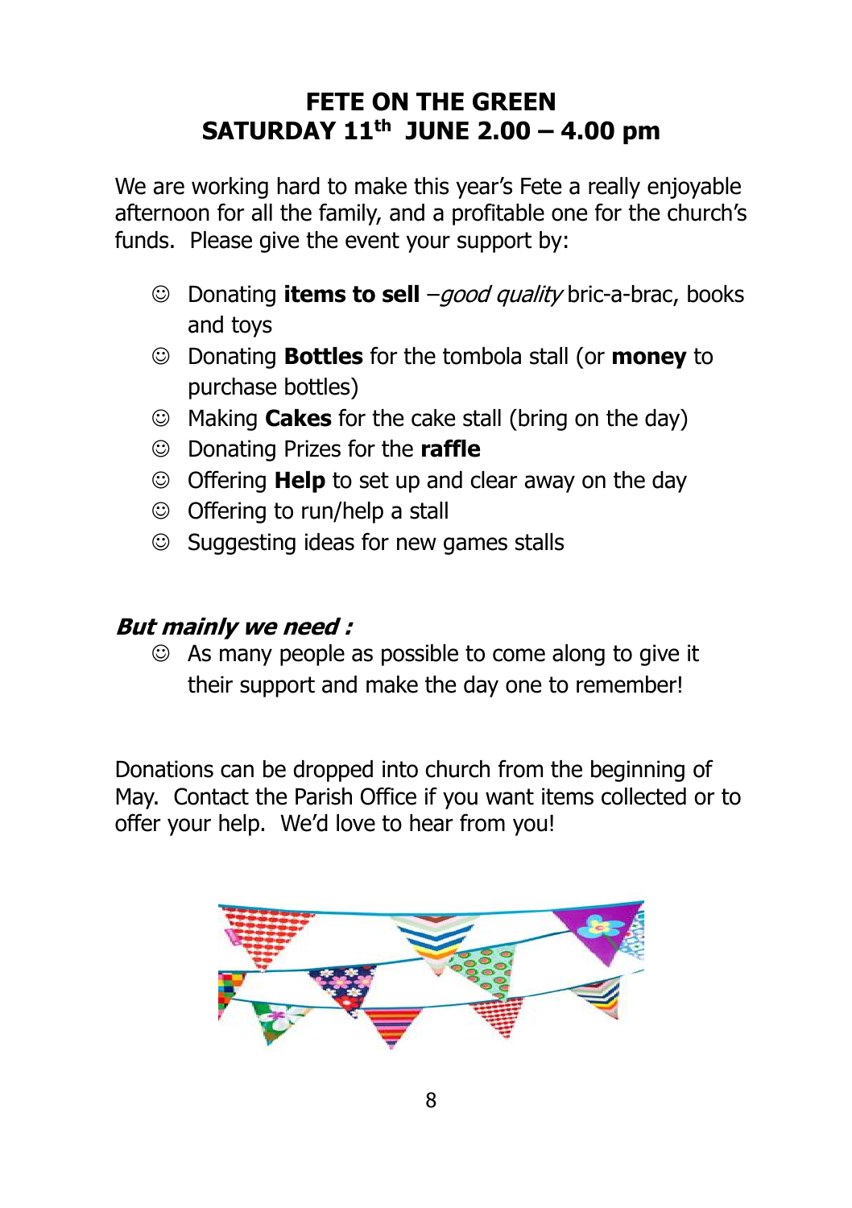# FETE ON THE GREEN
## SATURDAY 11th JUNE 2.00 – 4.00 pm

We are working hard to make this year's Fete a really enjoyable afternoon for all the family, and a profitable one for the church's funds. Please give the event your support by:

- ☺ Donating **items to sell** –*good quality* bric-a-brac, books and toys
- ☺ Donating **Bottles** for the tombola stall (or **money** to purchase bottles)
- ☺ Making **Cakes** for the cake stall (bring on the day)
- ☺ Donating Prizes for the **raffle**
- ☺ Offering **Help** to set up and clear away on the day
- ☺ Offering to run/help a stall
- ☺ Suggesting ideas for new games stalls

***But mainly we need :***

- ☺ As many people as possible to come along to give it their support and make the day one to remember!

Donations can be dropped into church from the beginning of May. Contact the Parish Office if you want items collected or to offer your help. We'd love to hear from you!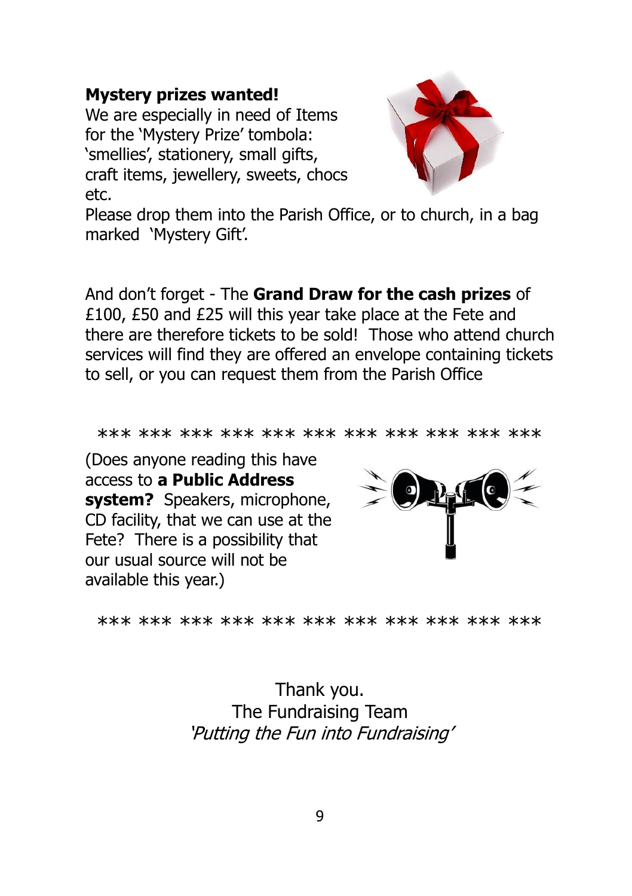**Mystery prizes wanted!**

We are especially in need of Items for the 'Mystery Prize' tombola: 'smellies', stationery, small gifts, craft items, jewellery, sweets, chocs etc.

Please drop them into the Parish Office, or to church, in a bag marked 'Mystery Gift'.

And don't forget - The **Grand Draw for the cash prizes** of £100, £50 and £25 will this year take place at the Fete and there are therefore tickets to be sold! Those who attend church services will find they are offered an envelope containing tickets to sell, or you can request them from the Parish Office

*** *** *** *** *** *** *** *** *** *** ***

(Does anyone reading this have access to **a Public Address system?** Speakers, microphone, CD facility, that we can use at the Fete? There is a possibility that our usual source will not be available this year.)

*** *** *** *** *** *** *** *** *** *** ***

Thank you.
The Fundraising Team
*'Putting the Fun into Fundraising'*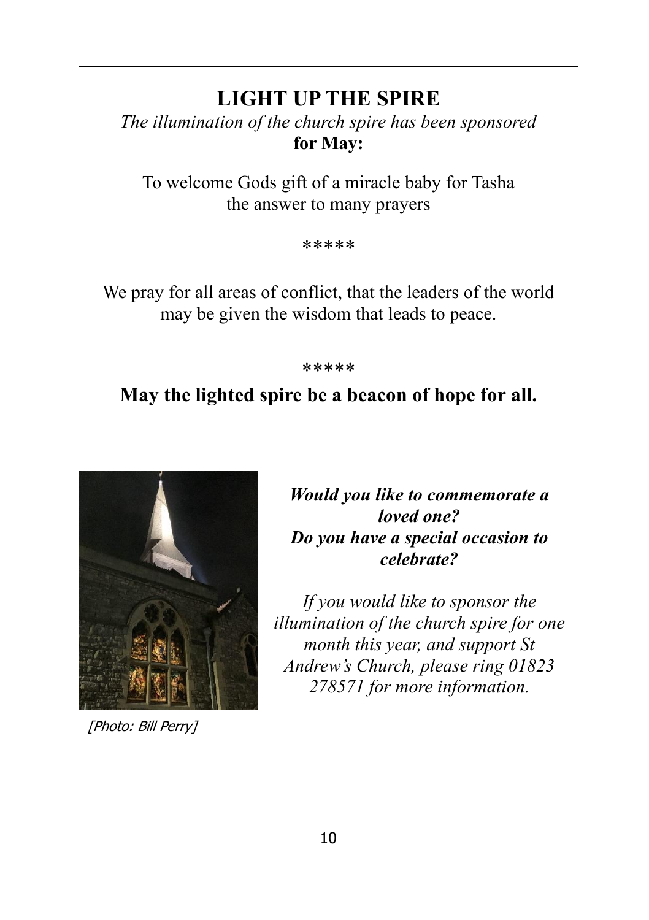## LIGHT UP THE SPIRE

*The illumination of the church spire has been sponsored* **for May:**

To welcome Gods gift of a miracle baby for Tasha the answer to many prayers

*****

We pray for all areas of conflict, that the leaders of the world may be given the wisdom that leads to peace.

*****

**May the lighted spire be a beacon of hope for all.**

[Photo: Bill Perry]

***Would you like to commemorate a loved one? Do you have a special occasion to celebrate?***

*If you would like to sponsor the illumination of the church spire for one month this year, and support St Andrew's Church, please ring 01823 278571 for more information.*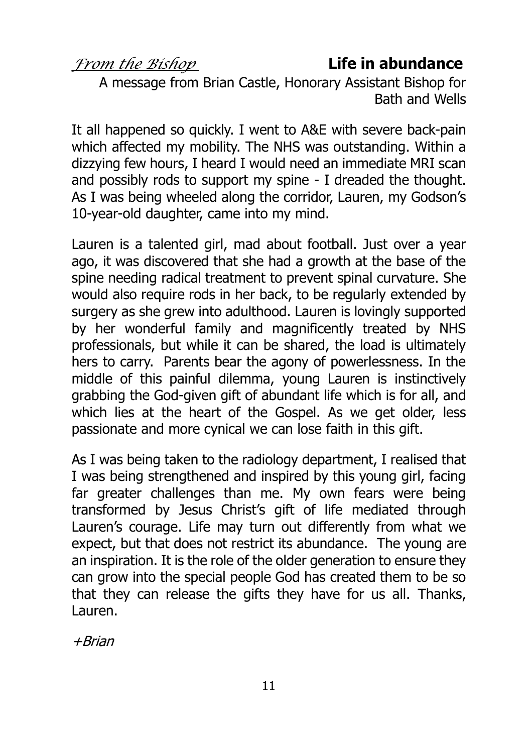*From the Bishop*

## Life in abundance

A message from Brian Castle, Honorary Assistant Bishop for Bath and Wells

It all happened so quickly. I went to A&E with severe back-pain which affected my mobility. The NHS was outstanding. Within a dizzying few hours, I heard I would need an immediate MRI scan and possibly rods to support my spine - I dreaded the thought. As I was being wheeled along the corridor, Lauren, my Godson's 10-year-old daughter, came into my mind.

Lauren is a talented girl, mad about football. Just over a year ago, it was discovered that she had a growth at the base of the spine needing radical treatment to prevent spinal curvature. She would also require rods in her back, to be regularly extended by surgery as she grew into adulthood. Lauren is lovingly supported by her wonderful family and magnificently treated by NHS professionals, but while it can be shared, the load is ultimately hers to carry. Parents bear the agony of powerlessness. In the middle of this painful dilemma, young Lauren is instinctively grabbing the God-given gift of abundant life which is for all, and which lies at the heart of the Gospel. As we get older, less passionate and more cynical we can lose faith in this gift.

As I was being taken to the radiology department, I realised that I was being strengthened and inspired by this young girl, facing far greater challenges than me. My own fears were being transformed by Jesus Christ's gift of life mediated through Lauren's courage. Life may turn out differently from what we expect, but that does not restrict its abundance. The young are an inspiration. It is the role of the older generation to ensure they can grow into the special people God has created them to be so that they can release the gifts they have for us all. Thanks, Lauren.

*+Brian*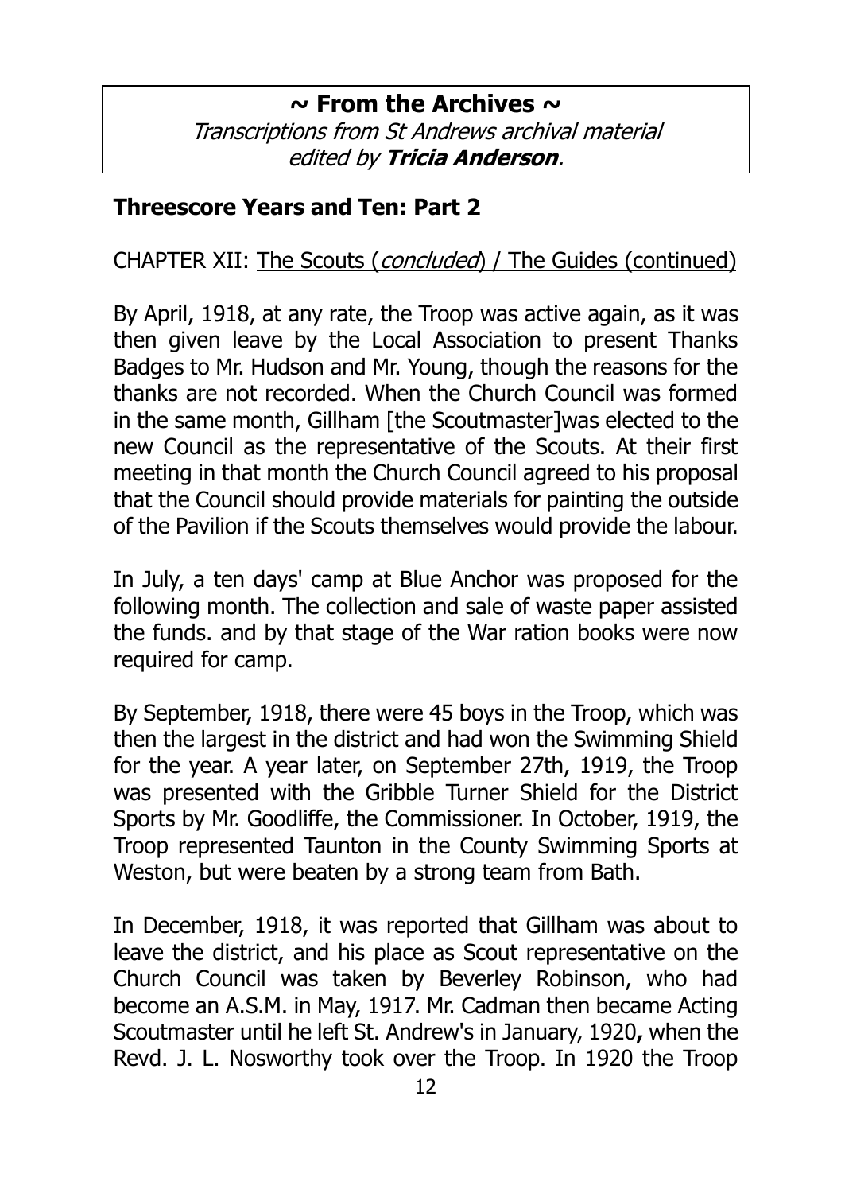## ~ From the Archives ~

*Transcriptions from St Andrews archival material edited by **Tricia Anderson**.*

### Threescore Years and Ten: Part 2

CHAPTER XII: The Scouts (*concluded*) / The Guides (continued)

By April, 1918, at any rate, the Troop was active again, as it was then given leave by the Local Association to present Thanks Badges to Mr. Hudson and Mr. Young, though the reasons for the thanks are not recorded. When the Church Council was formed in the same month, Gillham [the Scoutmaster]was elected to the new Council as the representative of the Scouts. At their first meeting in that month the Church Council agreed to his proposal that the Council should provide materials for painting the outside of the Pavilion if the Scouts themselves would provide the labour.

In July, a ten days' camp at Blue Anchor was proposed for the following month. The collection and sale of waste paper assisted the funds. and by that stage of the War ration books were now required for camp.

By September, 1918, there were 45 boys in the Troop, which was then the largest in the district and had won the Swimming Shield for the year. A year later, on September 27th, 1919, the Troop was presented with the Gribble Turner Shield for the District Sports by Mr. Goodliffe, the Commissioner. In October, 1919, the Troop represented Taunton in the County Swimming Sports at Weston, but were beaten by a strong team from Bath.

In December, 1918, it was reported that Gillham was about to leave the district, and his place as Scout representative on the Church Council was taken by Beverley Robinson, who had become an A.S.M. in May, 1917. Mr. Cadman then became Acting Scoutmaster until he left St. Andrew's in January, 1920**,** when the Revd. J. L. Nosworthy took over the Troop. In 1920 the Troop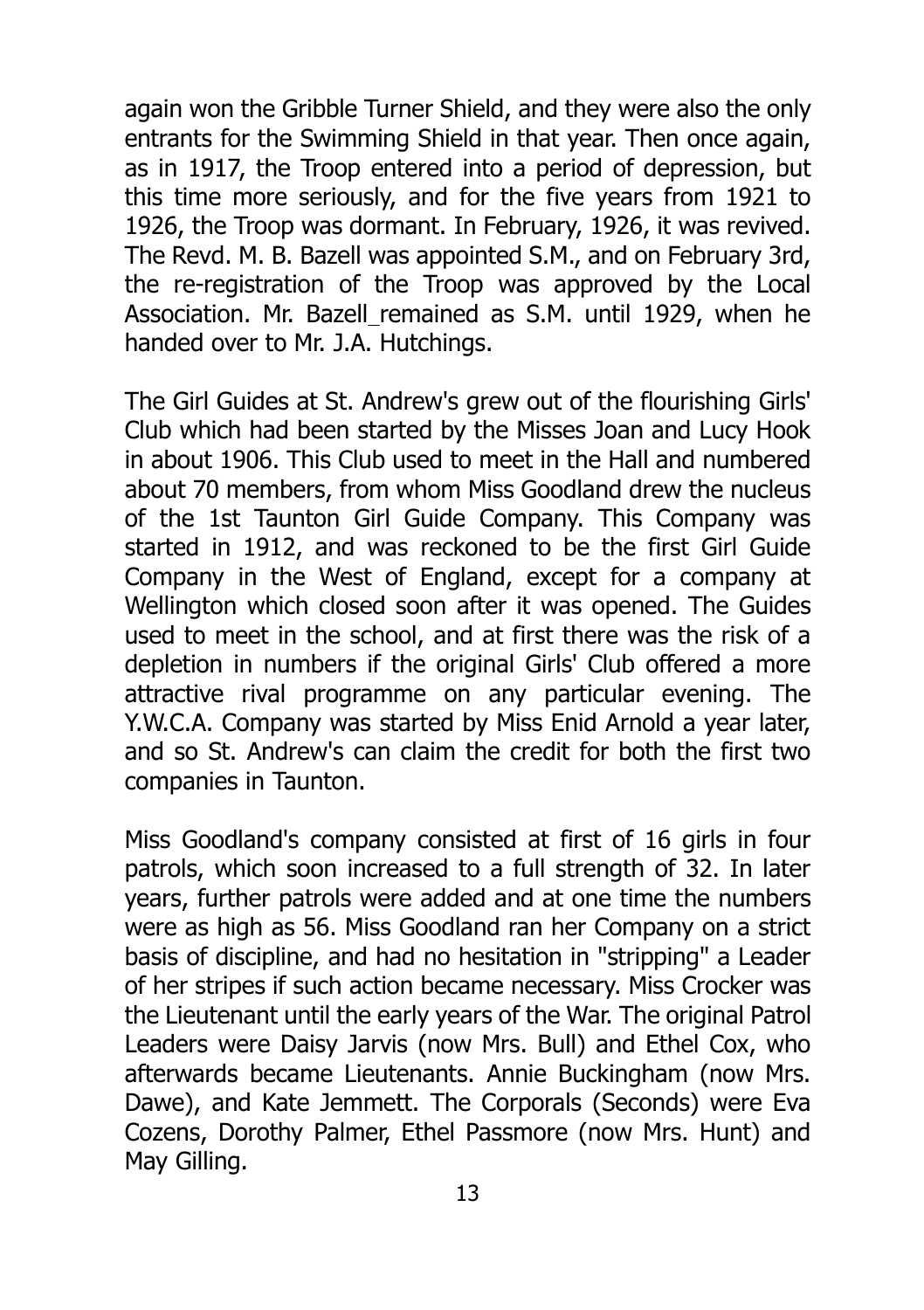again won the Gribble Turner Shield, and they were also the only entrants for the Swimming Shield in that year. Then once again, as in 1917, the Troop entered into a period of depression, but this time more seriously, and for the five years from 1921 to 1926, the Troop was dormant. In February, 1926, it was revived. The Revd. M. B. Bazell was appointed S.M., and on February 3rd, the re-registration of the Troop was approved by the Local Association. Mr. Bazell_remained as S.M. until 1929, when he handed over to Mr. J.A. Hutchings.

The Girl Guides at St. Andrew's grew out of the flourishing Girls' Club which had been started by the Misses Joan and Lucy Hook in about 1906. This Club used to meet in the Hall and numbered about 70 members, from whom Miss Goodland drew the nucleus of the 1st Taunton Girl Guide Company. This Company was started in 1912, and was reckoned to be the first Girl Guide Company in the West of England, except for a company at Wellington which closed soon after it was opened. The Guides used to meet in the school, and at first there was the risk of a depletion in numbers if the original Girls' Club offered a more attractive rival programme on any particular evening. The Y.W.C.A. Company was started by Miss Enid Arnold a year later, and so St. Andrew's can claim the credit for both the first two companies in Taunton.

Miss Goodland's company consisted at first of 16 girls in four patrols, which soon increased to a full strength of 32. In later years, further patrols were added and at one time the numbers were as high as 56. Miss Goodland ran her Company on a strict basis of discipline, and had no hesitation in "stripping" a Leader of her stripes if such action became necessary. Miss Crocker was the Lieutenant until the early years of the War. The original Patrol Leaders were Daisy Jarvis (now Mrs. Bull) and Ethel Cox, who afterwards became Lieutenants. Annie Buckingham (now Mrs. Dawe), and Kate Jemmett. The Corporals (Seconds) were Eva Cozens, Dorothy Palmer, Ethel Passmore (now Mrs. Hunt) and May Gilling.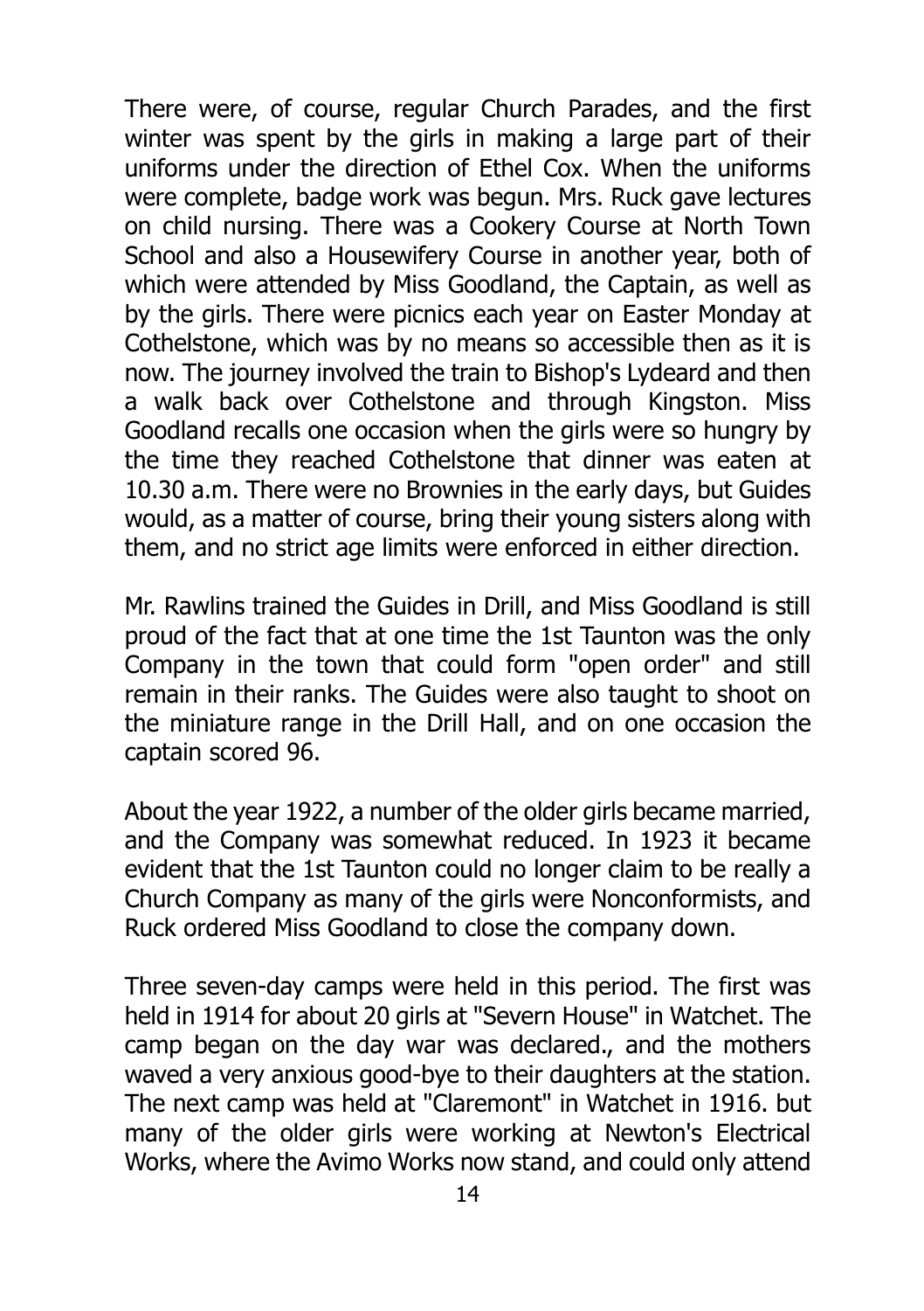There were, of course, regular Church Parades, and the first winter was spent by the girls in making a large part of their uniforms under the direction of Ethel Cox. When the uniforms were complete, badge work was begun. Mrs. Ruck gave lectures on child nursing. There was a Cookery Course at North Town School and also a Housewifery Course in another year, both of which were attended by Miss Goodland, the Captain, as well as by the girls. There were picnics each year on Easter Monday at Cothelstone, which was by no means so accessible then as it is now. The journey involved the train to Bishop's Lydeard and then a walk back over Cothelstone and through Kingston. Miss Goodland recalls one occasion when the girls were so hungry by the time they reached Cothelstone that dinner was eaten at 10.30 a.m. There were no Brownies in the early days, but Guides would, as a matter of course, bring their young sisters along with them, and no strict age limits were enforced in either direction.

Mr. Rawlins trained the Guides in Drill, and Miss Goodland is still proud of the fact that at one time the 1st Taunton was the only Company in the town that could form "open order" and still remain in their ranks. The Guides were also taught to shoot on the miniature range in the Drill Hall, and on one occasion the captain scored 96.

About the year 1922, a number of the older girls became married, and the Company was somewhat reduced. In 1923 it became evident that the 1st Taunton could no longer claim to be really a Church Company as many of the girls were Nonconformists, and Ruck ordered Miss Goodland to close the company down.

Three seven-day camps were held in this period. The first was held in 1914 for about 20 girls at "Severn House" in Watchet. The camp began on the day war was declared., and the mothers waved a very anxious good-bye to their daughters at the station. The next camp was held at "Claremont" in Watchet in 1916. but many of the older girls were working at Newton's Electrical Works, where the Avimo Works now stand, and could only attend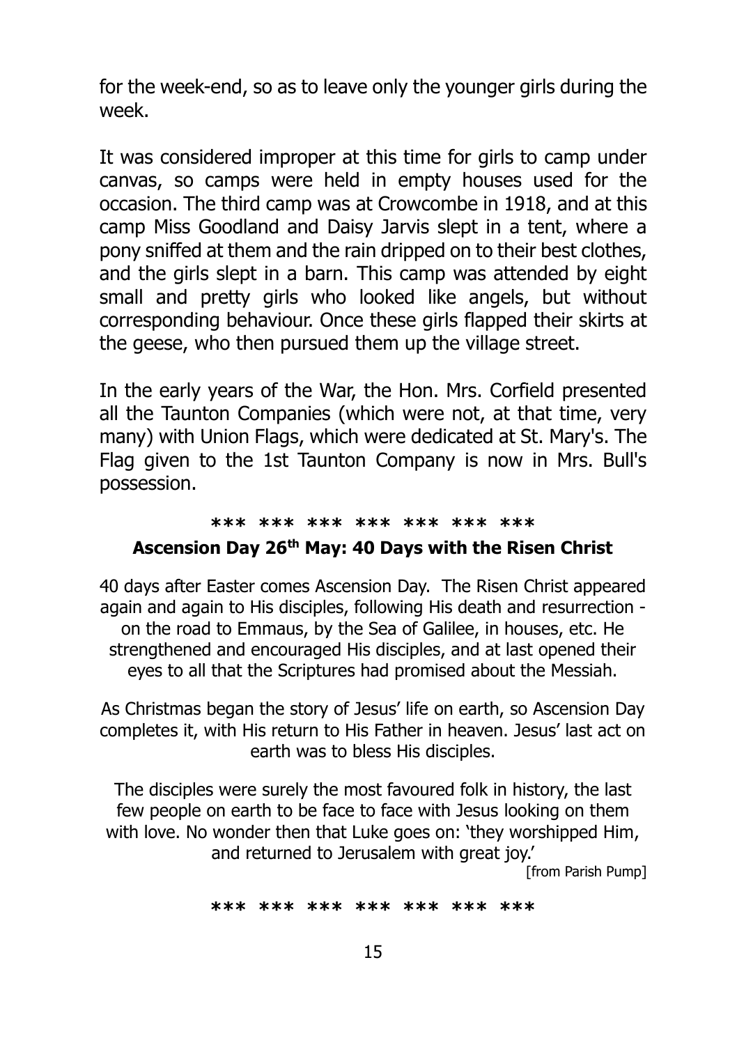for the week-end, so as to leave only the younger girls during the week.

It was considered improper at this time for girls to camp under canvas, so camps were held in empty houses used for the occasion. The third camp was at Crowcombe in 1918, and at this camp Miss Goodland and Daisy Jarvis slept in a tent, where a pony sniffed at them and the rain dripped on to their best clothes, and the girls slept in a barn. This camp was attended by eight small and pretty girls who looked like angels, but without corresponding behaviour. Once these girls flapped their skirts at the geese, who then pursued them up the village street.

In the early years of the War, the Hon. Mrs. Corfield presented all the Taunton Companies (which were not, at that time, very many) with Union Flags, which were dedicated at St. Mary's. The Flag given to the 1st Taunton Company is now in Mrs. Bull's possession.

*** *** *** *** *** *** ***

**Ascension Day 26th May: 40 Days with the Risen Christ**

40 days after Easter comes Ascension Day. The Risen Christ appeared again and again to His disciples, following His death and resurrection - on the road to Emmaus, by the Sea of Galilee, in houses, etc. He strengthened and encouraged His disciples, and at last opened their eyes to all that the Scriptures had promised about the Messiah.

As Christmas began the story of Jesus' life on earth, so Ascension Day completes it, with His return to His Father in heaven. Jesus' last act on earth was to bless His disciples.

The disciples were surely the most favoured folk in history, the last few people on earth to be face to face with Jesus looking on them with love. No wonder then that Luke goes on: 'they worshipped Him, and returned to Jerusalem with great joy.'

[from Parish Pump]

*** *** *** *** *** *** ***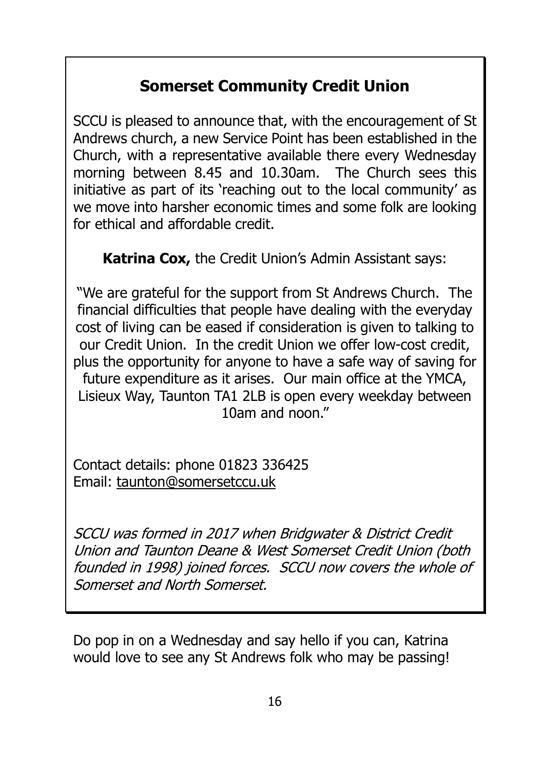## Somerset Community Credit Union

SCCU is pleased to announce that, with the encouragement of St Andrews church, a new Service Point has been established in the Church, with a representative available there every Wednesday morning between 8.45 and 10.30am. The Church sees this initiative as part of its 'reaching out to the local community' as we move into harsher economic times and some folk are looking for ethical and affordable credit.

**Katrina Cox,** the Credit Union's Admin Assistant says:

"We are grateful for the support from St Andrews Church. The financial difficulties that people have dealing with the everyday cost of living can be eased if consideration is given to talking to our Credit Union. In the credit Union we offer low-cost credit, plus the opportunity for anyone to have a safe way of saving for future expenditure as it arises. Our main office at the YMCA, Lisieux Way, Taunton TA1 2LB is open every weekday between 10am and noon."

Contact details: phone 01823 336425
Email: taunton@somersetccu.uk

*SCCU was formed in 2017 when Bridgwater & District Credit Union and Taunton Deane & West Somerset Credit Union (both founded in 1998) joined forces. SCCU now covers the whole of Somerset and North Somerset.*

Do pop in on a Wednesday and say hello if you can, Katrina would love to see any St Andrews folk who may be passing!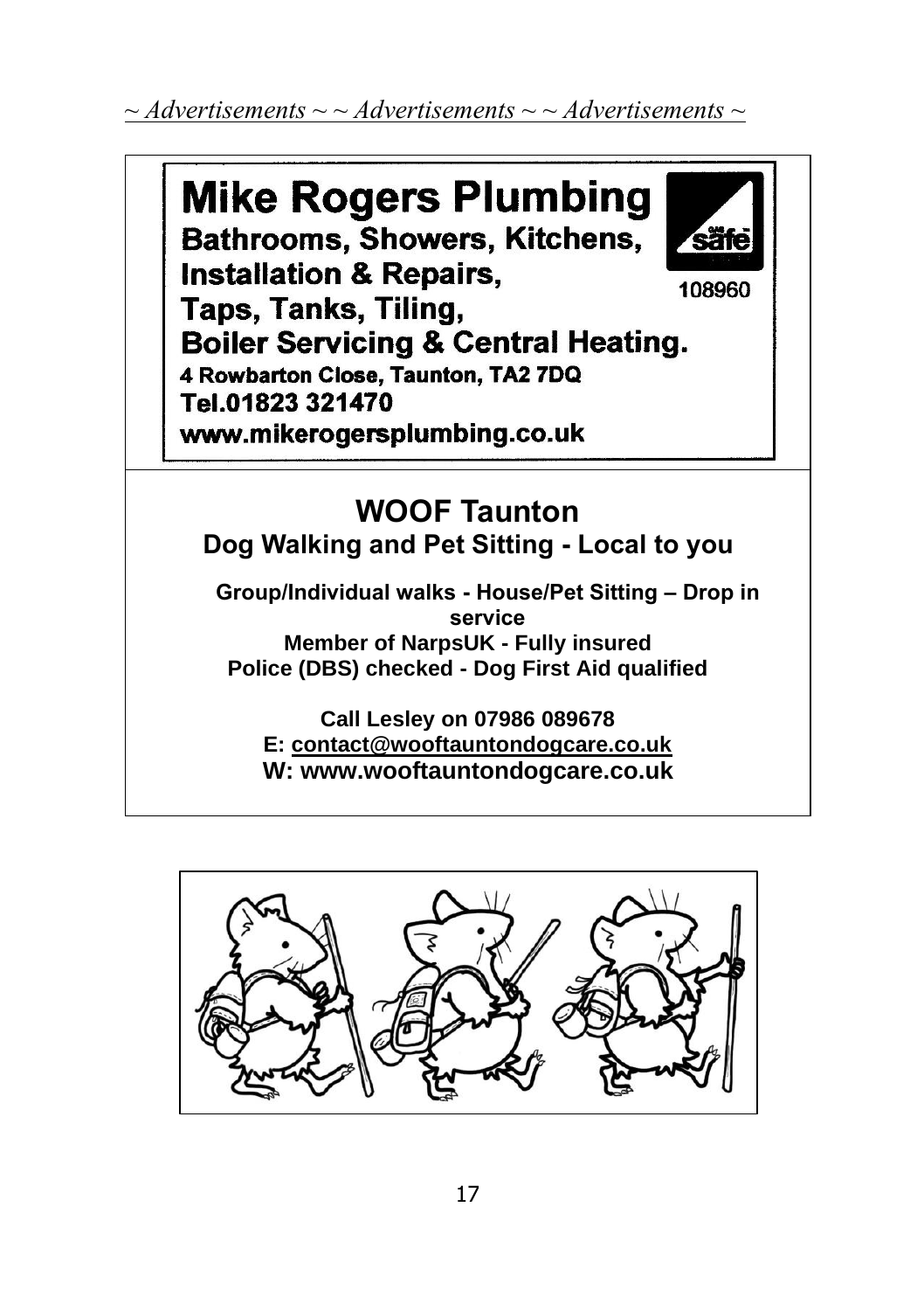*~ Advertisements ~ ~ Advertisements ~ ~ Advertisements ~*

## Mike Rogers Plumbing

**Bathrooms, Showers, Kitchens,**
**Installation & Repairs,**
**Taps, Tanks, Tiling,**
**Boiler Servicing & Central Heating.**

safe 108960

**4 Rowbarton Close, Taunton, TA2 7DQ**
**Tel.01823 321470**
**www.mikerogersplumbing.co.uk**

## WOOF Taunton

### Dog Walking and Pet Sitting - Local to you

**Group/Individual walks - House/Pet Sitting – Drop in service**
**Member of NarpsUK - Fully insured**
**Police (DBS) checked - Dog First Aid qualified**

**Call Lesley on 07986 089678**
**E: contact@wooftauntondogcare.co.uk**
**W: www.wooftauntondogcare.co.uk**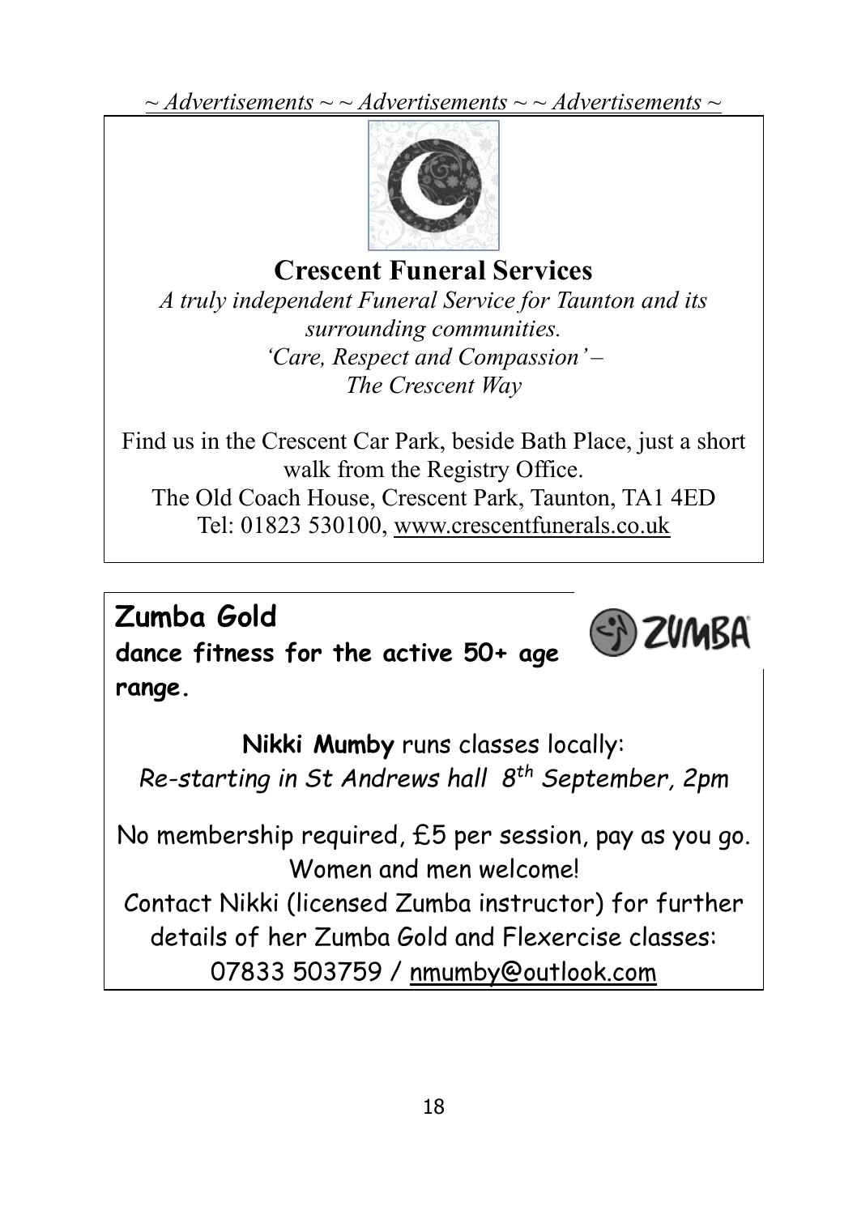*~ Advertisements ~ ~ Advertisements ~ ~ Advertisements ~*

## Crescent Funeral Services

*A truly independent Funeral Service for Taunton and its surrounding communities.*
*'Care, Respect and Compassion' –*
*The Crescent Way*

Find us in the Crescent Car Park, beside Bath Place, just a short walk from the Registry Office.
The Old Coach House, Crescent Park, Taunton, TA1 4ED
Tel: 01823 530100, www.crescentfunerals.co.uk

## Zumba Gold

**dance fitness for the active 50+ age range.**

ZUMBA

**Nikki Mumby** runs classes locally:
*Re-starting in St Andrews hall 8th September, 2pm*

No membership required, £5 per session, pay as you go.
Women and men welcome!
Contact Nikki (licensed Zumba instructor) for further details of her Zumba Gold and Flexercise classes:
07833 503759 / nmumby@outlook.com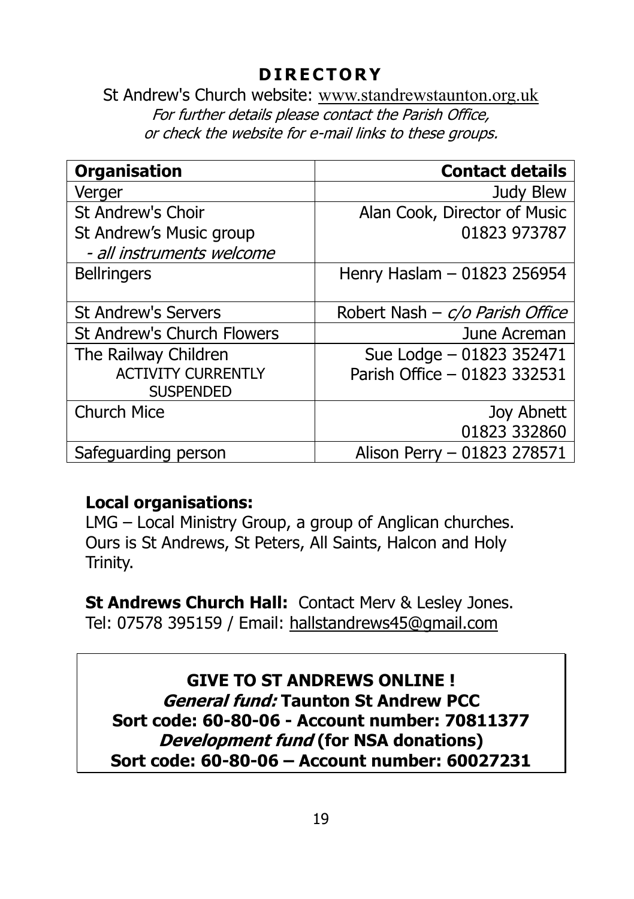## DIRECTORY

St Andrew's Church website: www.standrewstaunton.org.uk

*For further details please contact the Parish Office, or check the website for e-mail links to these groups.*

| Organisation | Contact details |
| --- | ---: |
| Verger | Judy Blew |
| St Andrew's Choir<br>St Andrew's Music group<br>*- all instruments welcome* | Alan Cook, Director of Music<br>01823 973787 |
| Bellringers | Henry Haslam – 01823 256954 |
| St Andrew's Servers | Robert Nash – *c/o Parish Office* |
| St Andrew's Church Flowers | June Acreman |
| The Railway Children<br>ACTIVITY CURRENTLY SUSPENDED | Sue Lodge – 01823 352471<br>Parish Office – 01823 332531 |
| Church Mice | Joy Abnett<br>01823 332860 |
| Safeguarding person | Alison Perry – 01823 278571 |

**Local organisations:**
LMG – Local Ministry Group, a group of Anglican churches. Ours is St Andrews, St Peters, All Saints, Halcon and Holy Trinity.

**St Andrews Church Hall:** Contact Merv & Lesley Jones.
Tel: 07578 395159 / Email: hallstandrews45@gmail.com

**GIVE TO ST ANDREWS ONLINE !**
***General fund:* Taunton St Andrew PCC**
**Sort code: 60-80-06 - Account number: 70811377**
***Development fund* (for NSA donations)**
**Sort code: 60-80-06 – Account number: 60027231**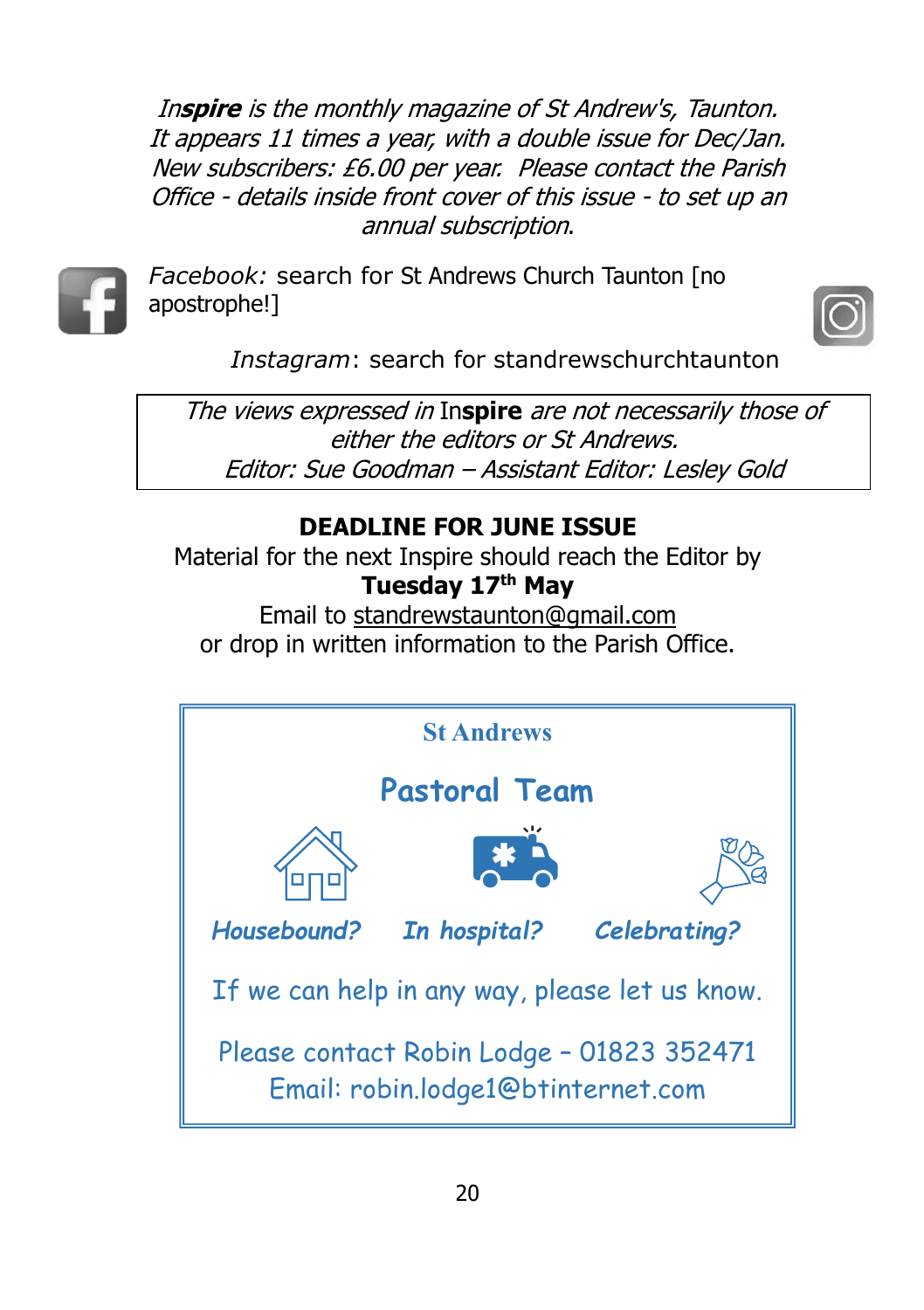*Inspire is the monthly magazine of St Andrew's, Taunton. It appears 11 times a year, with a double issue for Dec/Jan. New subscribers: £6.00 per year. Please contact the Parish Office - details inside front cover of this issue - to set up an annual subscription.*

*Facebook:* search for St Andrews Church Taunton [no apostrophe!]

*Instagram*: search for standrewschurchtaunton

*The views expressed in* In**spire** *are not necessarily those of either the editors or St Andrews.*
*Editor: Sue Goodman – Assistant Editor: Lesley Gold*

**DEADLINE FOR JUNE ISSUE**

Material for the next Inspire should reach the Editor by
**Tuesday 17th May**
Email to standrewstaunton@gmail.com
or drop in written information to the Parish Office.

**St Andrews**

## Pastoral Team

***Housebound?*** ***In hospital?*** ***Celebrating?***

If we can help in any way, please let us know.

Please contact Robin Lodge – 01823 352471
Email: robin.lodge1@btinternet.com